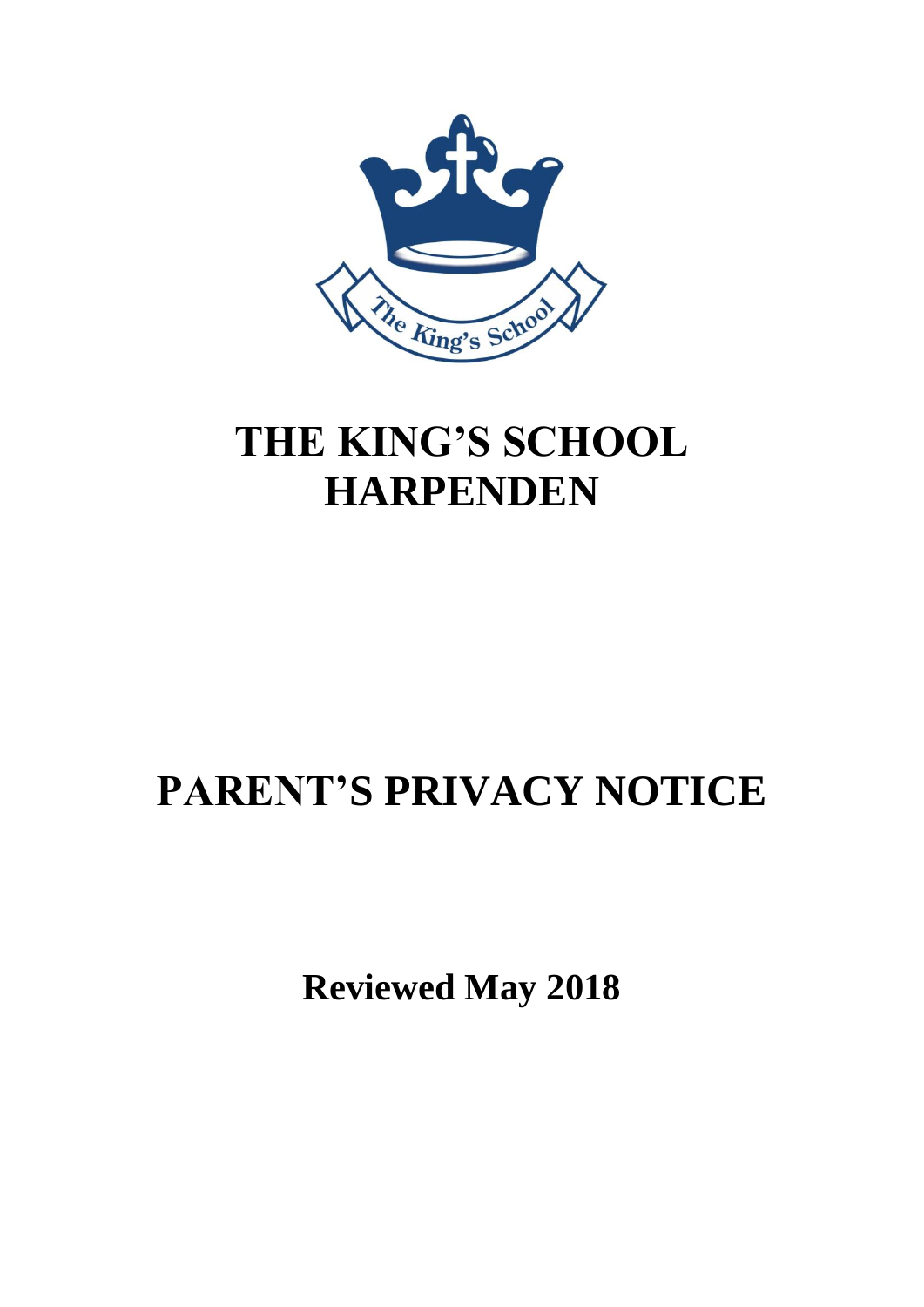# THE KING'S SCHOOL HARPENDEN

# PARENT'S PRIVACY NOTICE

**Reviewed May 2018**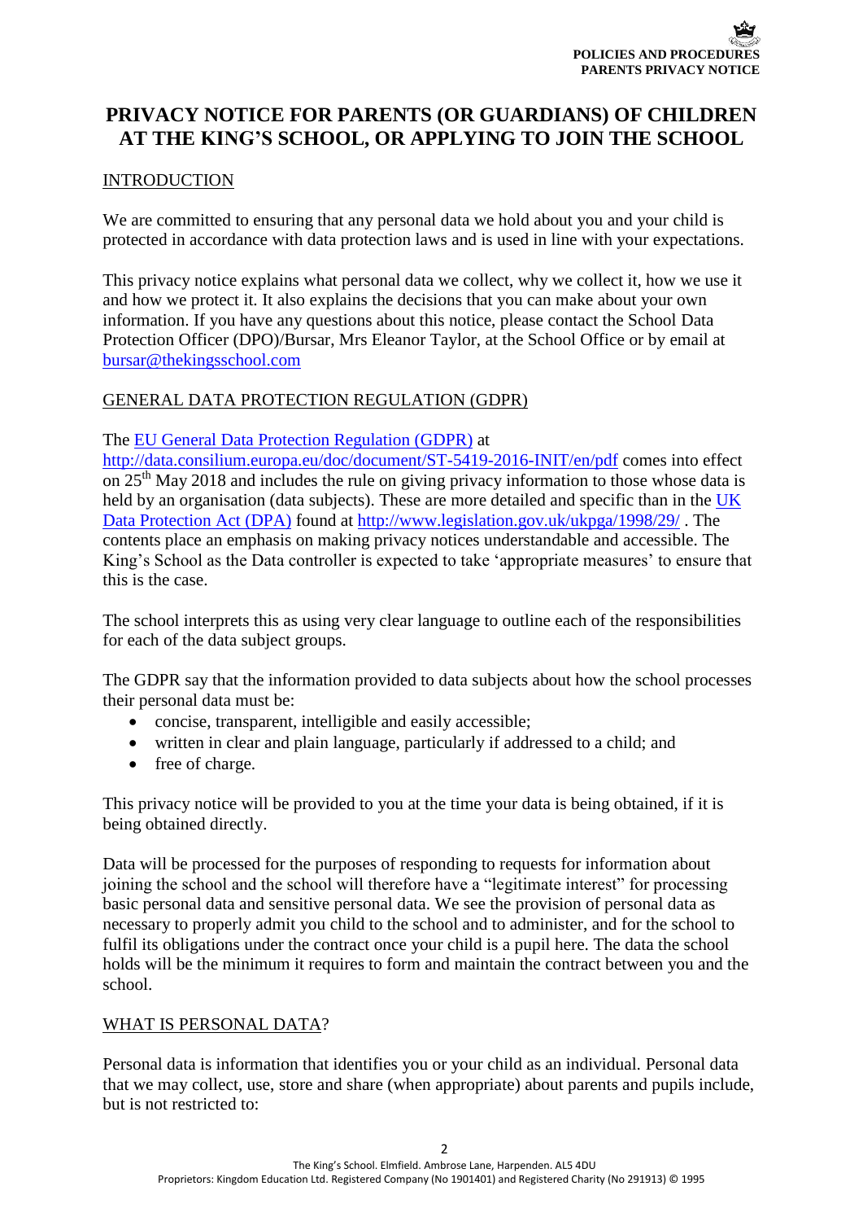# PRIVACY NOTICE FOR PARENTS (OR GUARDIANS) OF CHILDREN AT THE KING'S SCHOOL, OR APPLYING TO JOIN THE SCHOOL

## INTRODUCTION

We are committed to ensuring that any personal data we hold about you and your child is protected in accordance with data protection laws and is used in line with your expectations.

This privacy notice explains what personal data we collect, why we collect it, how we use it and how we protect it. It also explains the decisions that you can make about your own information. If you have any questions about this notice, please contact the School Data Protection Officer (DPO)/Bursar, Mrs Eleanor Taylor, at the School Office or by email at bursar@thekingsschool.com

## GENERAL DATA PROTECTION REGULATION (GDPR)

The EU General Data Protection Regulation (GDPR) at http://data.consilium.europa.eu/doc/document/ST-5419-2016-INIT/en/pdf comes into effect on 25th May 2018 and includes the rule on giving privacy information to those whose data is held by an organisation (data subjects). These are more detailed and specific than in the UK Data Protection Act (DPA) found at http://www.legislation.gov.uk/ukpga/1998/29/ . The contents place an emphasis on making privacy notices understandable and accessible. The King's School as the Data controller is expected to take 'appropriate measures' to ensure that this is the case.

The school interprets this as using very clear language to outline each of the responsibilities for each of the data subject groups.

The GDPR say that the information provided to data subjects about how the school processes their personal data must be:

- concise, transparent, intelligible and easily accessible;
- written in clear and plain language, particularly if addressed to a child; and
- free of charge.

This privacy notice will be provided to you at the time your data is being obtained, if it is being obtained directly.

Data will be processed for the purposes of responding to requests for information about joining the school and the school will therefore have a "legitimate interest" for processing basic personal data and sensitive personal data. We see the provision of personal data as necessary to properly admit you child to the school and to administer, and for the school to fulfil its obligations under the contract once your child is a pupil here. The data the school holds will be the minimum it requires to form and maintain the contract between you and the school.

## WHAT IS PERSONAL DATA?

Personal data is information that identifies you or your child as an individual. Personal data that we may collect, use, store and share (when appropriate) about parents and pupils include, but is not restricted to: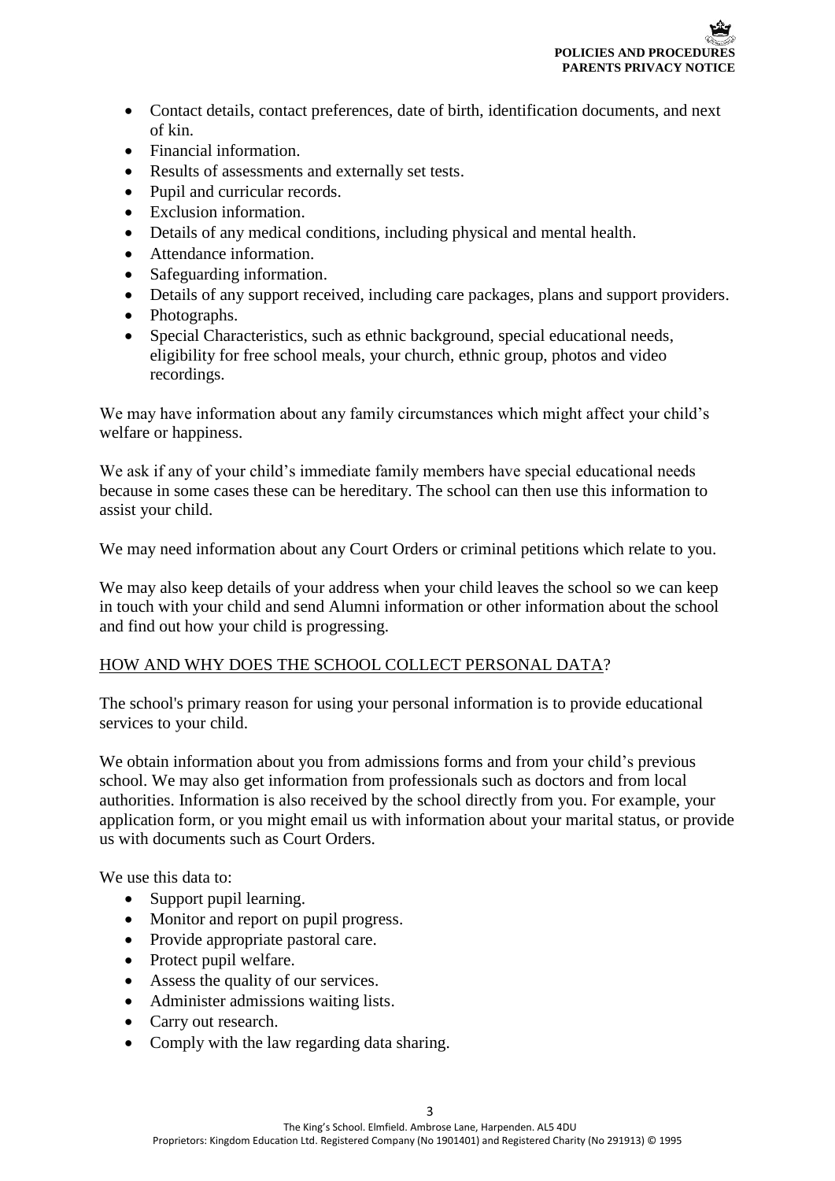- Contact details, contact preferences, date of birth, identification documents, and next of kin.
- Financial information.
- Results of assessments and externally set tests.
- Pupil and curricular records.
- Exclusion information.
- Details of any medical conditions, including physical and mental health.
- Attendance information.
- Safeguarding information.
- Details of any support received, including care packages, plans and support providers.
- Photographs.
- Special Characteristics, such as ethnic background, special educational needs, eligibility for free school meals, your church, ethnic group, photos and video recordings.

We may have information about any family circumstances which might affect your child's welfare or happiness.

We ask if any of your child's immediate family members have special educational needs because in some cases these can be hereditary. The school can then use this information to assist your child.

We may need information about any Court Orders or criminal petitions which relate to you.

We may also keep details of your address when your child leaves the school so we can keep in touch with your child and send Alumni information or other information about the school and find out how your child is progressing.

## HOW AND WHY DOES THE SCHOOL COLLECT PERSONAL DATA?

The school's primary reason for using your personal information is to provide educational services to your child.

We obtain information about you from admissions forms and from your child's previous school. We may also get information from professionals such as doctors and from local authorities. Information is also received by the school directly from you. For example, your application form, or you might email us with information about your marital status, or provide us with documents such as Court Orders.

We use this data to:

- Support pupil learning.
- Monitor and report on pupil progress.
- Provide appropriate pastoral care.
- Protect pupil welfare.
- Assess the quality of our services.
- Administer admissions waiting lists.
- Carry out research.
- Comply with the law regarding data sharing.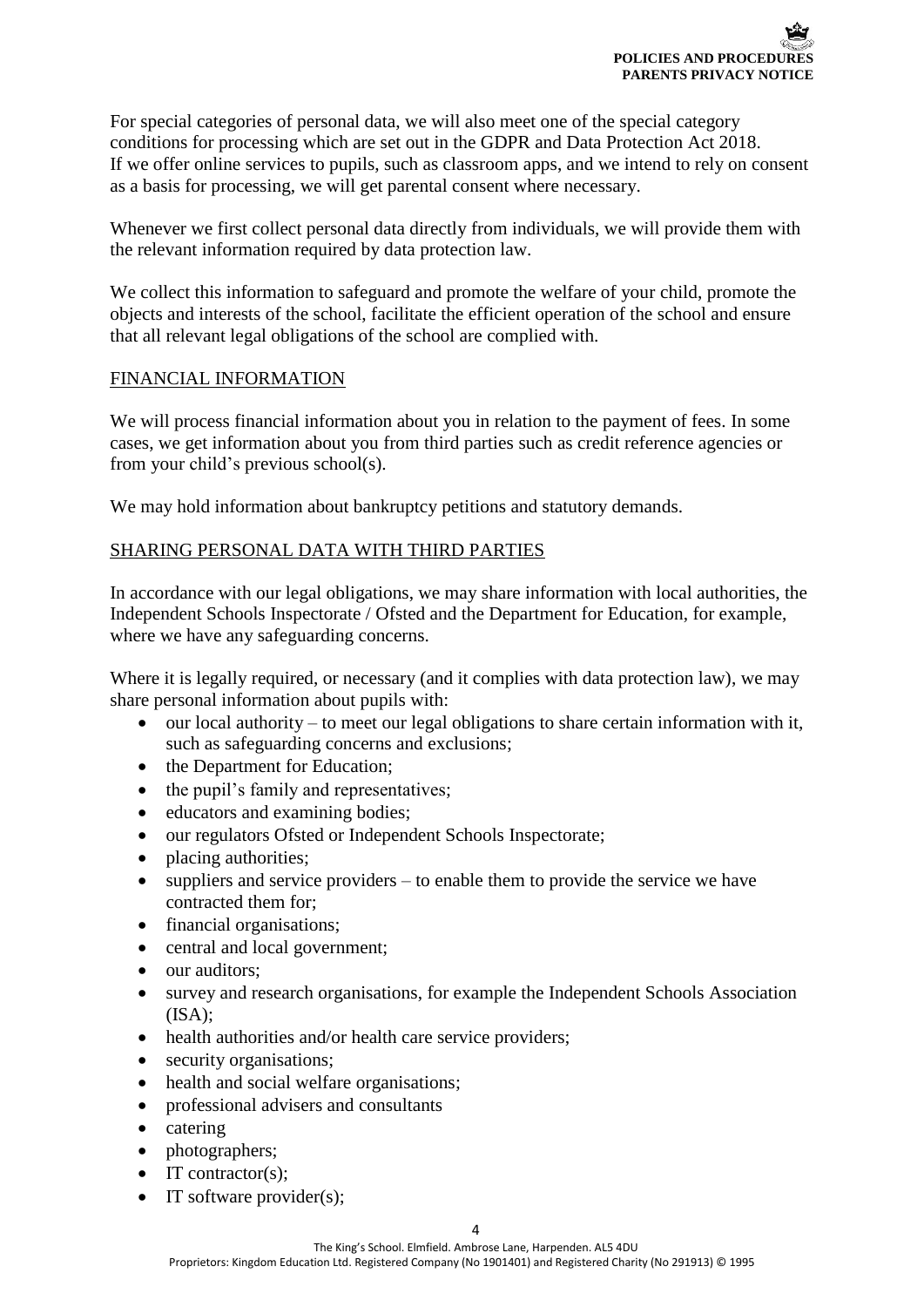For special categories of personal data, we will also meet one of the special category conditions for processing which are set out in the GDPR and Data Protection Act 2018. If we offer online services to pupils, such as classroom apps, and we intend to rely on consent as a basis for processing, we will get parental consent where necessary.

Whenever we first collect personal data directly from individuals, we will provide them with the relevant information required by data protection law.

We collect this information to safeguard and promote the welfare of your child, promote the objects and interests of the school, facilitate the efficient operation of the school and ensure that all relevant legal obligations of the school are complied with.

## FINANCIAL INFORMATION

We will process financial information about you in relation to the payment of fees. In some cases, we get information about you from third parties such as credit reference agencies or from your child's previous school(s).

We may hold information about bankruptcy petitions and statutory demands.

## SHARING PERSONAL DATA WITH THIRD PARTIES

In accordance with our legal obligations, we may share information with local authorities, the Independent Schools Inspectorate / Ofsted and the Department for Education, for example, where we have any safeguarding concerns.

Where it is legally required, or necessary (and it complies with data protection law), we may share personal information about pupils with:

- our local authority – to meet our legal obligations to share certain information with it, such as safeguarding concerns and exclusions;
- the Department for Education;
- the pupil's family and representatives;
- educators and examining bodies;
- our regulators Ofsted or Independent Schools Inspectorate;
- placing authorities;
- suppliers and service providers – to enable them to provide the service we have contracted them for;
- financial organisations;
- central and local government;
- our auditors;
- survey and research organisations, for example the Independent Schools Association (ISA);
- health authorities and/or health care service providers;
- security organisations;
- health and social welfare organisations;
- professional advisers and consultants
- catering
- photographers;
- IT contractor(s);
- IT software provider(s);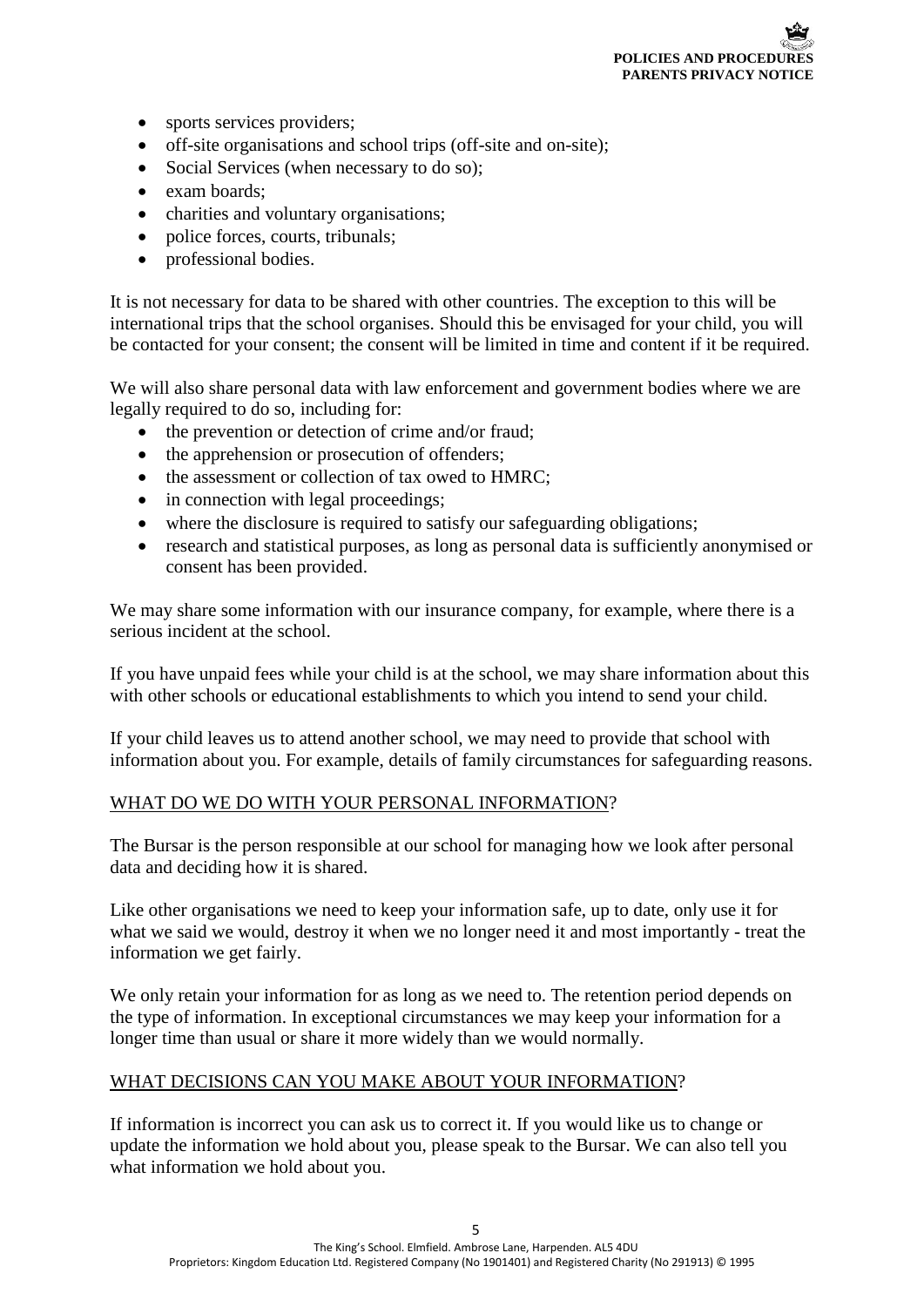- sports services providers;
- off-site organisations and school trips (off-site and on-site);
- Social Services (when necessary to do so);
- exam boards;
- charities and voluntary organisations;
- police forces, courts, tribunals;
- professional bodies.

It is not necessary for data to be shared with other countries. The exception to this will be international trips that the school organises. Should this be envisaged for your child, you will be contacted for your consent; the consent will be limited in time and content if it be required.

We will also share personal data with law enforcement and government bodies where we are legally required to do so, including for:

- the prevention or detection of crime and/or fraud;
- the apprehension or prosecution of offenders;
- the assessment or collection of tax owed to HMRC;
- in connection with legal proceedings;
- where the disclosure is required to satisfy our safeguarding obligations;
- research and statistical purposes, as long as personal data is sufficiently anonymised or consent has been provided.

We may share some information with our insurance company, for example, where there is a serious incident at the school.

If you have unpaid fees while your child is at the school, we may share information about this with other schools or educational establishments to which you intend to send your child.

If your child leaves us to attend another school, we may need to provide that school with information about you. For example, details of family circumstances for safeguarding reasons.

## WHAT DO WE DO WITH YOUR PERSONAL INFORMATION?

The Bursar is the person responsible at our school for managing how we look after personal data and deciding how it is shared.

Like other organisations we need to keep your information safe, up to date, only use it for what we said we would, destroy it when we no longer need it and most importantly - treat the information we get fairly.

We only retain your information for as long as we need to. The retention period depends on the type of information. In exceptional circumstances we may keep your information for a longer time than usual or share it more widely than we would normally.

## WHAT DECISIONS CAN YOU MAKE ABOUT YOUR INFORMATION?

If information is incorrect you can ask us to correct it. If you would like us to change or update the information we hold about you, please speak to the Bursar. We can also tell you what information we hold about you.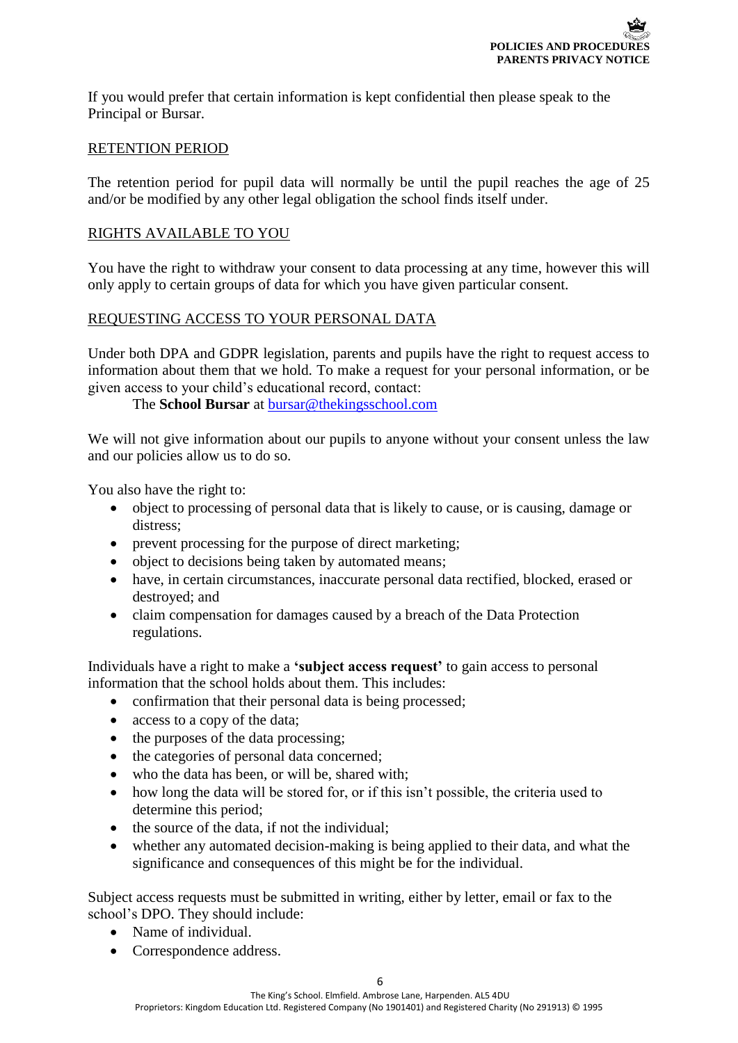If you would prefer that certain information is kept confidential then please speak to the Principal or Bursar.

## RETENTION PERIOD

The retention period for pupil data will normally be until the pupil reaches the age of 25 and/or be modified by any other legal obligation the school finds itself under.

## RIGHTS AVAILABLE TO YOU

You have the right to withdraw your consent to data processing at any time, however this will only apply to certain groups of data for which you have given particular consent.

## REQUESTING ACCESS TO YOUR PERSONAL DATA

Under both DPA and GDPR legislation, parents and pupils have the right to request access to information about them that we hold. To make a request for your personal information, or be given access to your child's educational record, contact:

The **School Bursar** at bursar@thekingsschool.com

We will not give information about our pupils to anyone without your consent unless the law and our policies allow us to do so.

You also have the right to:

- object to processing of personal data that is likely to cause, or is causing, damage or distress;
- prevent processing for the purpose of direct marketing;
- object to decisions being taken by automated means;
- have, in certain circumstances, inaccurate personal data rectified, blocked, erased or destroyed; and
- claim compensation for damages caused by a breach of the Data Protection regulations.

Individuals have a right to make a **'subject access request'** to gain access to personal information that the school holds about them. This includes:

- confirmation that their personal data is being processed;
- access to a copy of the data;
- the purposes of the data processing;
- the categories of personal data concerned;
- who the data has been, or will be, shared with;
- how long the data will be stored for, or if this isn't possible, the criteria used to determine this period;
- the source of the data, if not the individual;
- whether any automated decision-making is being applied to their data, and what the significance and consequences of this might be for the individual.

Subject access requests must be submitted in writing, either by letter, email or fax to the school's DPO. They should include:

- Name of individual.
- Correspondence address.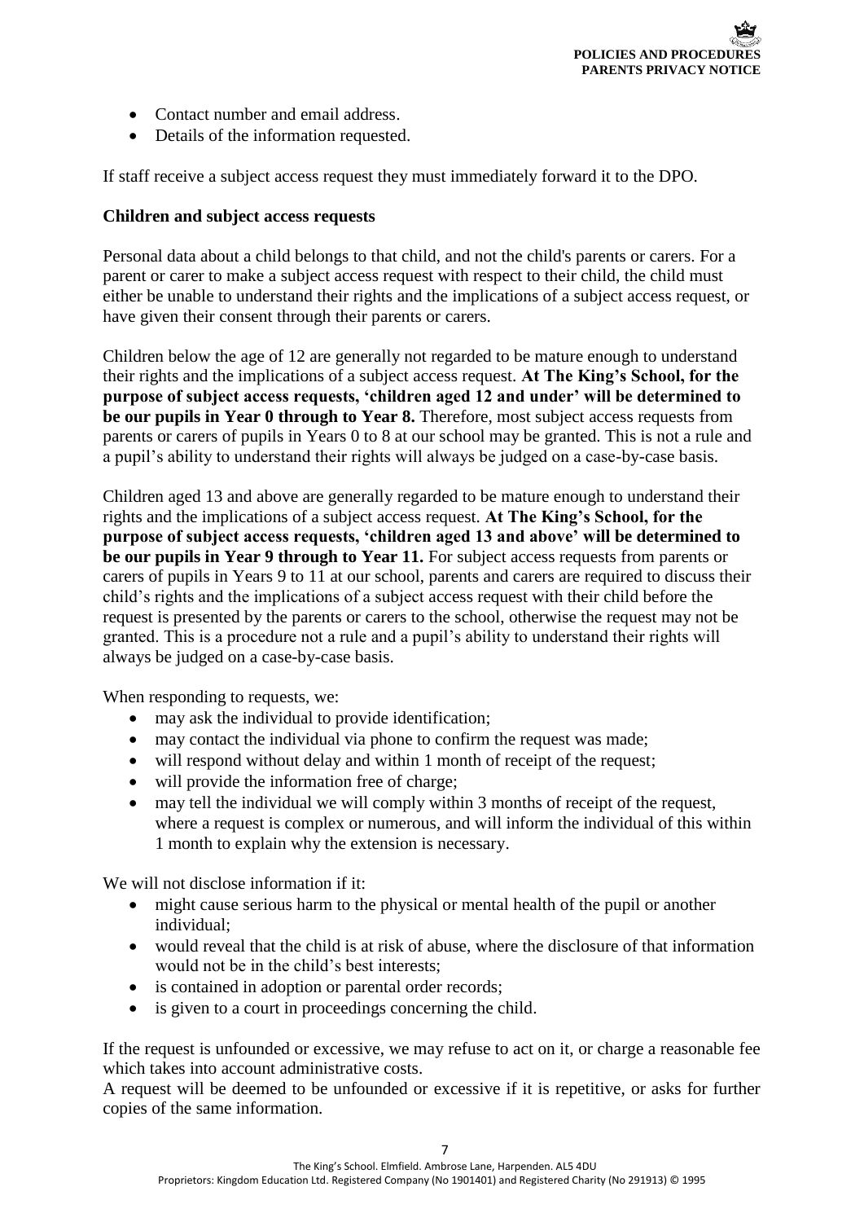- Contact number and email address.
- Details of the information requested.

If staff receive a subject access request they must immediately forward it to the DPO.

**Children and subject access requests**

Personal data about a child belongs to that child, and not the child's parents or carers. For a parent or carer to make a subject access request with respect to their child, the child must either be unable to understand their rights and the implications of a subject access request, or have given their consent through their parents or carers.

Children below the age of 12 are generally not regarded to be mature enough to understand their rights and the implications of a subject access request. **At The King's School, for the purpose of subject access requests, 'children aged 12 and under' will be determined to be our pupils in Year 0 through to Year 8.** Therefore, most subject access requests from parents or carers of pupils in Years 0 to 8 at our school may be granted. This is not a rule and a pupil's ability to understand their rights will always be judged on a case-by-case basis.

Children aged 13 and above are generally regarded to be mature enough to understand their rights and the implications of a subject access request. **At The King's School, for the purpose of subject access requests, 'children aged 13 and above' will be determined to be our pupils in Year 9 through to Year 11.** For subject access requests from parents or carers of pupils in Years 9 to 11 at our school, parents and carers are required to discuss their child's rights and the implications of a subject access request with their child before the request is presented by the parents or carers to the school, otherwise the request may not be granted. This is a procedure not a rule and a pupil's ability to understand their rights will always be judged on a case-by-case basis.

When responding to requests, we:

- may ask the individual to provide identification;
- may contact the individual via phone to confirm the request was made;
- will respond without delay and within 1 month of receipt of the request;
- will provide the information free of charge;
- may tell the individual we will comply within 3 months of receipt of the request, where a request is complex or numerous, and will inform the individual of this within 1 month to explain why the extension is necessary.

We will not disclose information if it:

- might cause serious harm to the physical or mental health of the pupil or another individual;
- would reveal that the child is at risk of abuse, where the disclosure of that information would not be in the child's best interests;
- is contained in adoption or parental order records;
- is given to a court in proceedings concerning the child.

If the request is unfounded or excessive, we may refuse to act on it, or charge a reasonable fee which takes into account administrative costs.

A request will be deemed to be unfounded or excessive if it is repetitive, or asks for further copies of the same information.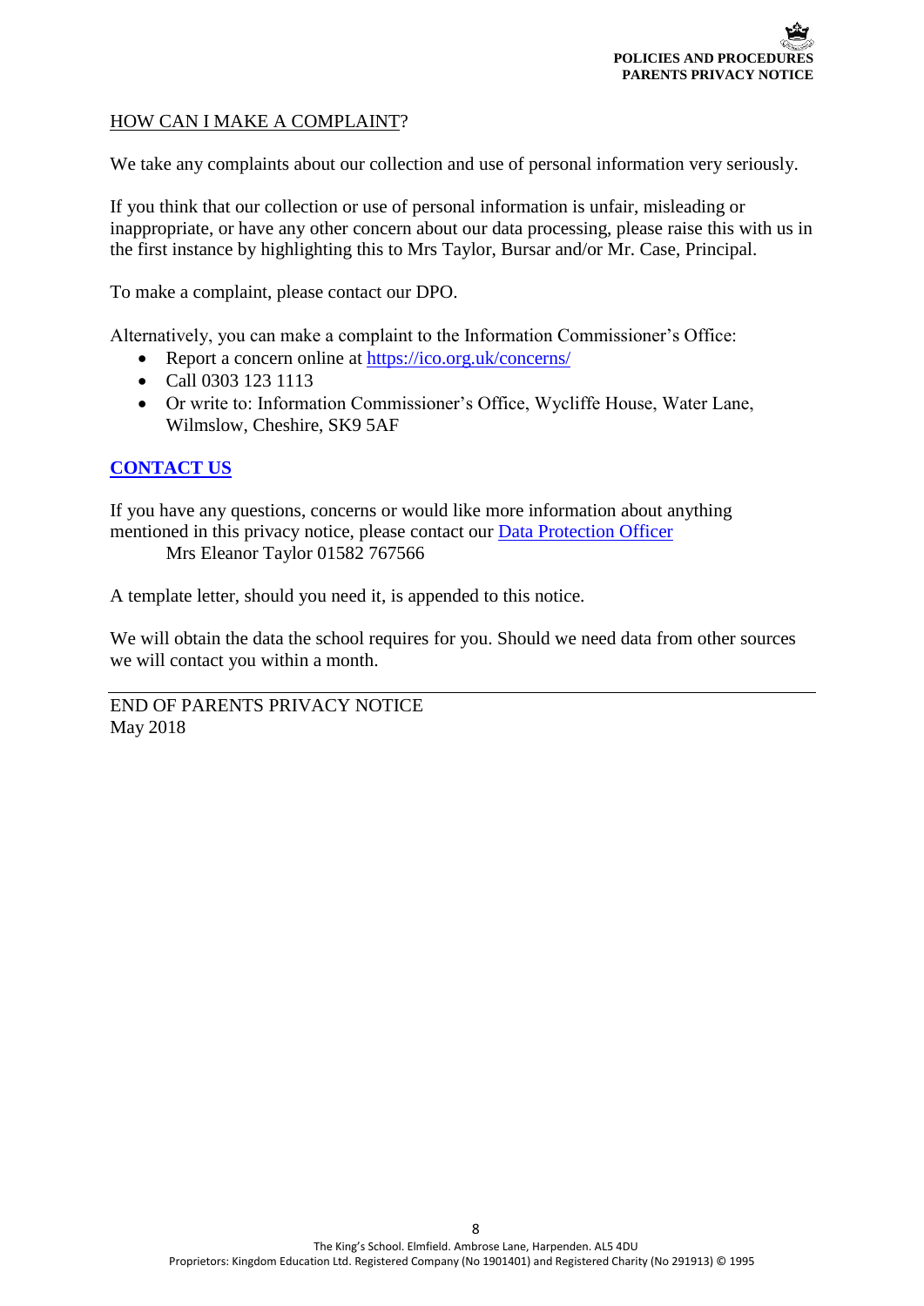## HOW CAN I MAKE A COMPLAINT?

We take any complaints about our collection and use of personal information very seriously.

If you think that our collection or use of personal information is unfair, misleading or inappropriate, or have any other concern about our data processing, please raise this with us in the first instance by highlighting this to Mrs Taylor, Bursar and/or Mr. Case, Principal.

To make a complaint, please contact our DPO.

Alternatively, you can make a complaint to the Information Commissioner's Office:

- Report a concern online at https://ico.org.uk/concerns/
- Call 0303 123 1113
- Or write to: Information Commissioner's Office, Wycliffe House, Water Lane, Wilmslow, Cheshire, SK9 5AF

## CONTACT US

If you have any questions, concerns or would like more information about anything mentioned in this privacy notice, please contact our Data Protection Officer

Mrs Eleanor Taylor 01582 767566

A template letter, should you need it, is appended to this notice.

We will obtain the data the school requires for you. Should we need data from other sources we will contact you within a month.

---

END OF PARENTS PRIVACY NOTICE
May 2018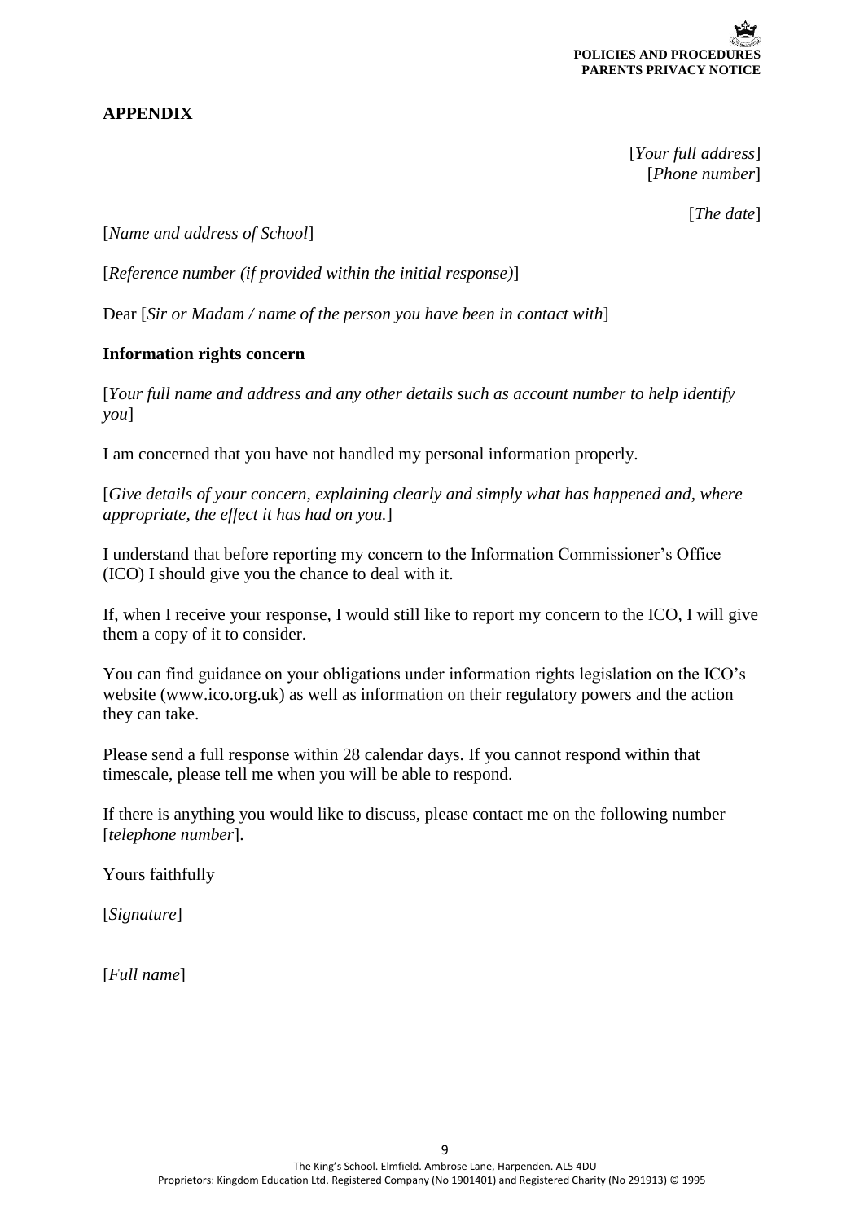## APPENDIX

[*Your full address*]
[*Phone number*]

[*The date*]

[*Name and address of School*]

[*Reference number (if provided within the initial response)*]

Dear [*Sir or Madam / name of the person you have been in contact with*]

**Information rights concern**

[*Your full name and address and any other details such as account number to help identify you*]

I am concerned that you have not handled my personal information properly.

[*Give details of your concern, explaining clearly and simply what has happened and, where appropriate, the effect it has had on you.*]

I understand that before reporting my concern to the Information Commissioner's Office (ICO) I should give you the chance to deal with it.

If, when I receive your response, I would still like to report my concern to the ICO, I will give them a copy of it to consider.

You can find guidance on your obligations under information rights legislation on the ICO's website (www.ico.org.uk) as well as information on their regulatory powers and the action they can take.

Please send a full response within 28 calendar days. If you cannot respond within that timescale, please tell me when you will be able to respond.

If there is anything you would like to discuss, please contact me on the following number [*telephone number*].

Yours faithfully

[*Signature*]

[*Full name*]